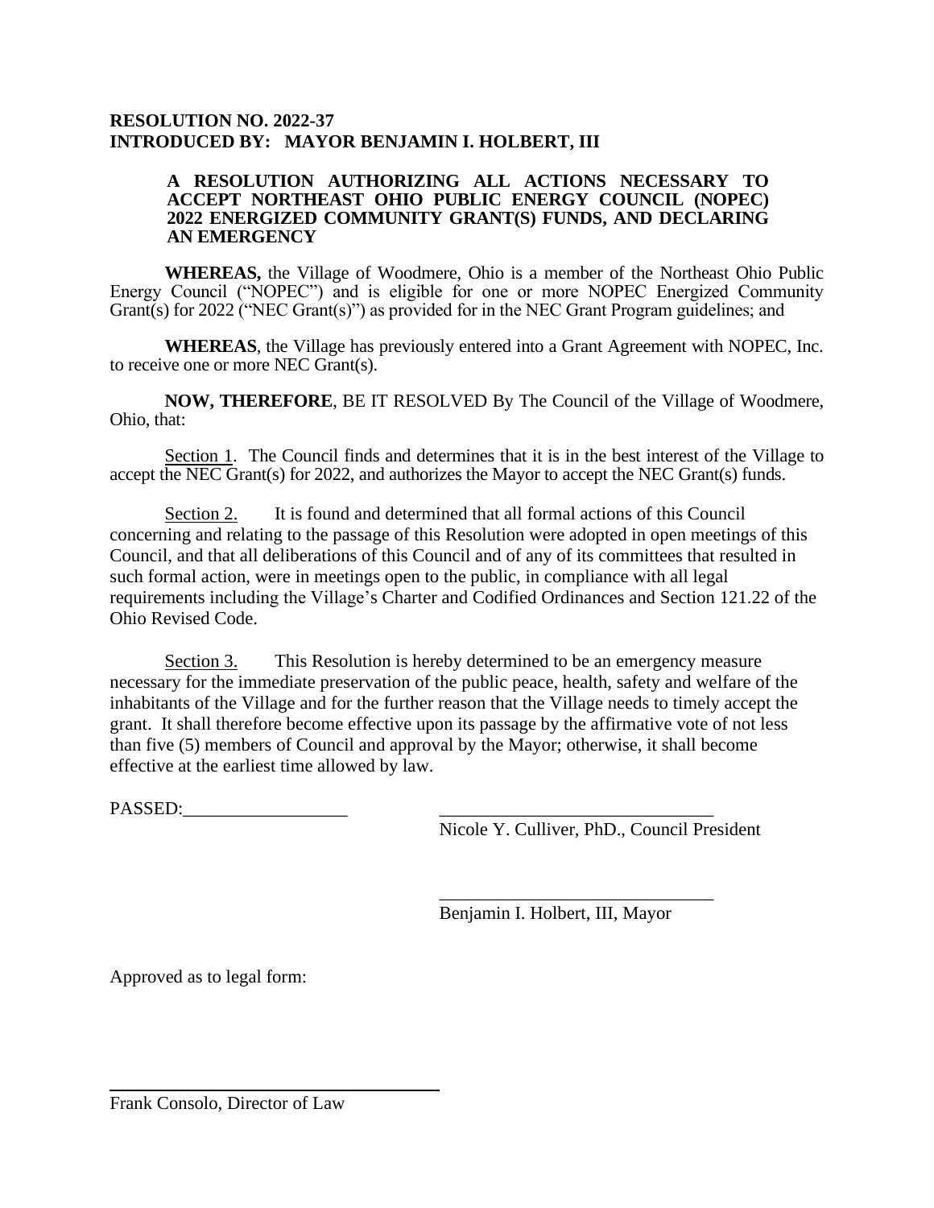**RESOLUTION NO. 2022-37**
**INTRODUCED BY: MAYOR BENJAMIN I. HOLBERT, III**

**A RESOLUTION AUTHORIZING ALL ACTIONS NECESSARY TO ACCEPT NORTHEAST OHIO PUBLIC ENERGY COUNCIL (NOPEC) 2022 ENERGIZED COMMUNITY GRANT(S) FUNDS, AND DECLARING AN EMERGENCY**

**WHEREAS,** the Village of Woodmere, Ohio is a member of the Northeast Ohio Public Energy Council ("NOPEC") and is eligible for one or more NOPEC Energized Community Grant(s) for 2022 ("NEC Grant(s)") as provided for in the NEC Grant Program guidelines; and

**WHEREAS**, the Village has previously entered into a Grant Agreement with NOPEC, Inc. to receive one or more NEC Grant(s).

**NOW, THEREFORE**, BE IT RESOLVED By The Council of the Village of Woodmere, Ohio, that:

Section 1. The Council finds and determines that it is in the best interest of the Village to accept the NEC Grant(s) for 2022, and authorizes the Mayor to accept the NEC Grant(s) funds.

Section 2. It is found and determined that all formal actions of this Council concerning and relating to the passage of this Resolution were adopted in open meetings of this Council, and that all deliberations of this Council and of any of its committees that resulted in such formal action, were in meetings open to the public, in compliance with all legal requirements including the Village's Charter and Codified Ordinances and Section 121.22 of the Ohio Revised Code.

Section 3. This Resolution is hereby determined to be an emergency measure necessary for the immediate preservation of the public peace, health, safety and welfare of the inhabitants of the Village and for the further reason that the Village needs to timely accept the grant. It shall therefore become effective upon its passage by the affirmative vote of not less than five (5) members of Council and approval by the Mayor; otherwise, it shall become effective at the earliest time allowed by law.

PASSED:__________________

______________________________
Nicole Y. Culliver, PhD., Council President

______________________________
Benjamin I. Holbert, III, Mayor

Approved as to legal form:

______________________________
Frank Consolo, Director of Law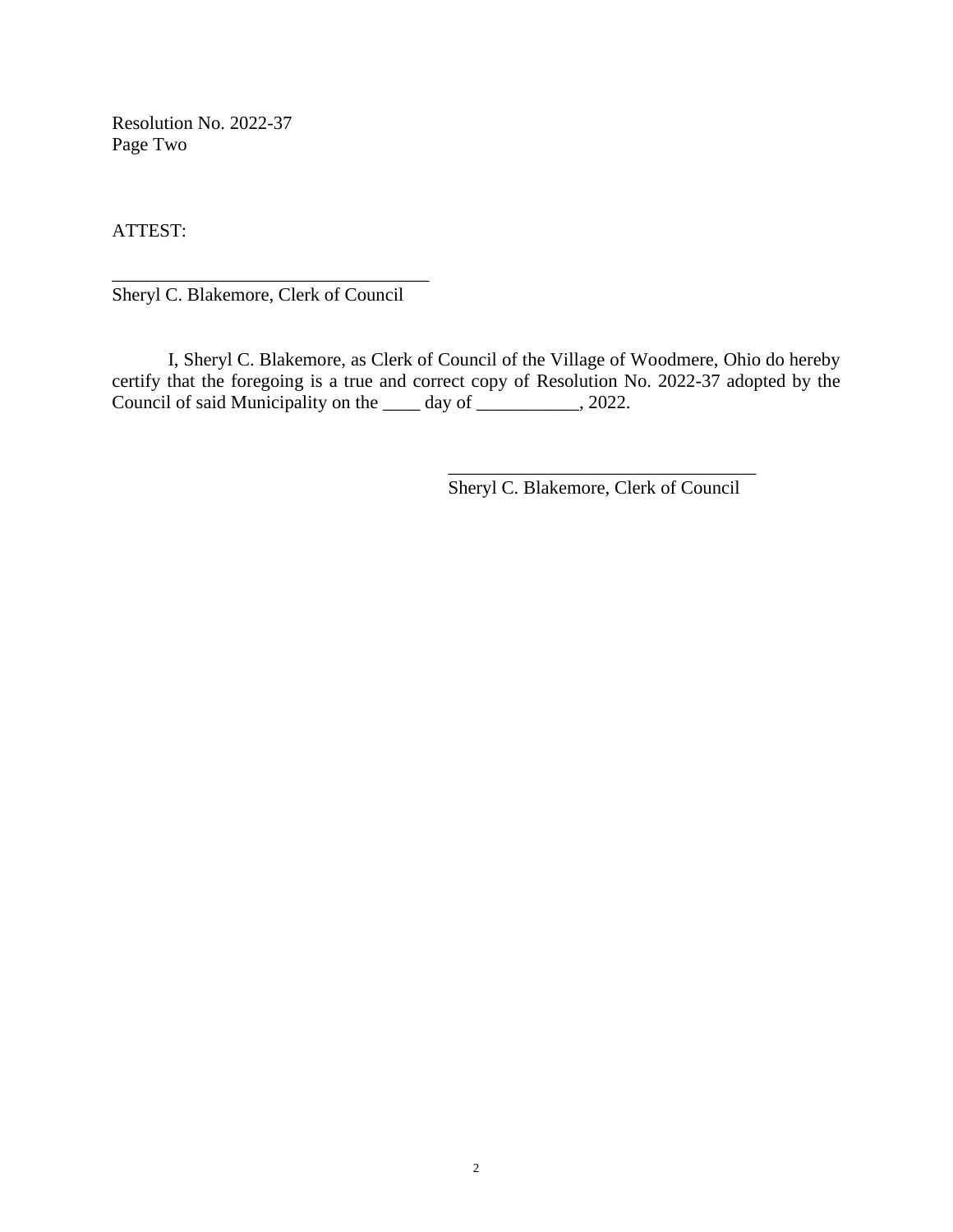Resolution No. 2022-37
Page Two

ATTEST:

___________________________________
Sheryl C. Blakemore, Clerk of Council

I, Sheryl C. Blakemore, as Clerk of Council of the Village of Woodmere, Ohio do hereby certify that the foregoing is a true and correct copy of Resolution No. 2022-37 adopted by the Council of said Municipality on the ____ day of ___________, 2022.

__________________________________
Sheryl C. Blakemore, Clerk of Council